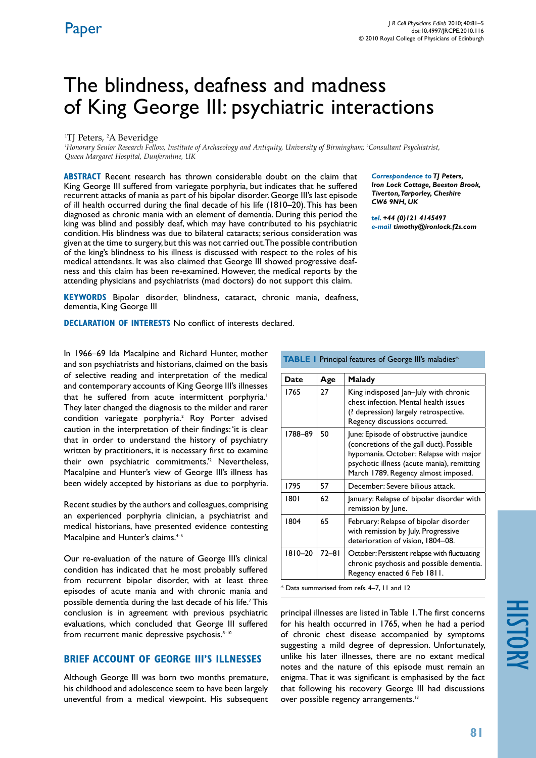Paper

# The blindness, deafness and madness of King George III: psychiatric interactions

[1]TJ Peters, [2]A Beveridge

[1]*Honorary Senior Research Fellow, Institute of Archaeology and Antiquity, University of Birmingham;* [2]*Consultant Psychiatrist, Queen Margaret Hospital, Dunfermline, UK*

**ABSTRACT** Recent research has thrown considerable doubt on the claim that King George III suffered from variegate porphyria, but indicates that he suffered recurrent attacks of mania as part of his bipolar disorder. George III's last episode of ill health occurred during the final decade of his life (1810–20). This has been diagnosed as chronic mania with an element of dementia. During this period the king was blind and possibly deaf, which may have contributed to his psychiatric condition. His blindness was due to bilateral cataracts; serious consideration was given at the time to surgery, but this was not carried out. The possible contribution of the king's blindness to his illness is discussed with respect to the roles of his medical attendants. It was also claimed that George III showed progressive deafness and this claim has been re-examined. However, the medical reports by the attending physicians and psychiatrists (mad doctors) do not support this claim.

*Correspondence to* ***TJ Peters, Iron Lock Cottage, Beeston Brook, Tiverton, Tarporley, Cheshire CW6 9NH, UK***

*tel.* ***+44 (0)121 4145497***
*e-mail* ***timothy@ironlock.f2s.com***

**KEYWORDS** Bipolar disorder, blindness, cataract, chronic mania, deafness, dementia, King George III

**DECLARATION OF INTERESTS** No conflict of interests declared.

In 1966–69 Ida Macalpine and Richard Hunter, mother and son psychiatrists and historians, claimed on the basis of selective reading and interpretation of the medical and contemporary accounts of King George III's illnesses that he suffered from acute intermittent porphyria.[1] They later changed the diagnosis to the milder and rarer condition variegate porphyria.[2] Roy Porter advised caution in the interpretation of their findings: 'it is clear that in order to understand the history of psychiatry written by practitioners, it is necessary first to examine their own psychiatric commitments.'[2] Nevertheless, Macalpine and Hunter's view of George III's illness has been widely accepted by historians as due to porphyria.

Recent studies by the authors and colleagues, comprising an experienced porphyria clinician, a psychiatrist and medical historians, have presented evidence contesting Macalpine and Hunter's claims.[4–6]

Our re-evaluation of the nature of George III's clinical condition has indicated that he most probably suffered from recurrent bipolar disorder, with at least three episodes of acute mania and with chronic mania and possible dementia during the last decade of his life.[7] This conclusion is in agreement with previous psychiatric evaluations, which concluded that George III suffered from recurrent manic depressive psychosis.[8–10]

## BRIEF ACCOUNT OF GEORGE III'S ILLNESSES

Although George III was born two months premature, his childhood and adolescence seem to have been largely uneventful from a medical viewpoint. His subsequent principal illnesses are listed in Table 1. The first concerns for his health occurred in 1765, when he had a period of chronic chest disease accompanied by symptoms suggesting a mild degree of depression. Unfortunately, unlike his later illnesses, there are no extant medical notes and the nature of this episode must remain an enigma. That it was significant is emphasised by the fact that following his recovery George III had discussions over possible regency arrangements.[13]

**TABLE 1** Principal features of George III's maladies*

| Date | Age | Malady |
|---|---|---|
| 1765 | 27 | King indisposed Jan–July with chronic chest infection. Mental health issues (? depression) largely retrospective. Regency discussions occurred. |
| 1788–89 | 50 | June: Episode of obstructive jaundice (concretions of the gall duct). Possible hypomania. October: Relapse with major psychotic illness (acute mania), remitting March 1789. Regency almost imposed. |
| 1795 | 57 | December: Severe bilious attack. |
| 1801 | 62 | January: Relapse of bipolar disorder with remission by June. |
| 1804 | 65 | February: Relapse of bipolar disorder with remission by July. Progressive deterioration of vision, 1804–08. |
| 1810–20 | 72–81 | October: Persistent relapse with fluctuating chronic psychosis and possible dementia. Regency enacted 6 Feb 1811. |

\* Data summarised from refs. 4–7, 11 and 12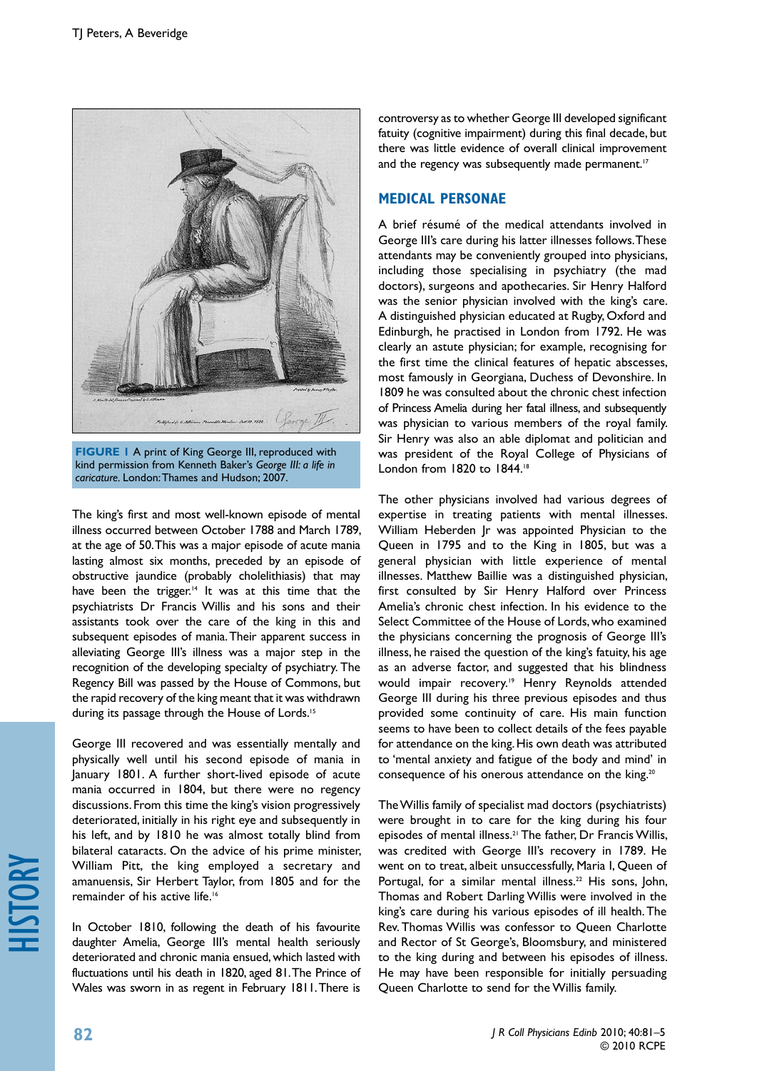**FIGURE 1** A print of King George III, reproduced with kind permission from Kenneth Baker's *George III: a life in caricature*. London: Thames and Hudson; 2007.

The king's first and most well-known episode of mental illness occurred between October 1788 and March 1789, at the age of 50. This was a major episode of acute mania lasting almost six months, preceded by an episode of obstructive jaundice (probably cholelithiasis) that may have been the trigger.[14] It was at this time that the psychiatrists Dr Francis Willis and his sons and their assistants took over the care of the king in this and subsequent episodes of mania. Their apparent success in alleviating George III's illness was a major step in the recognition of the developing specialty of psychiatry. The Regency Bill was passed by the House of Commons, but the rapid recovery of the king meant that it was withdrawn during its passage through the House of Lords.[15]

George III recovered and was essentially mentally and physically well until his second episode of mania in January 1801. A further short-lived episode of acute mania occurred in 1804, but there were no regency discussions. From this time the king's vision progressively deteriorated, initially in his right eye and subsequently in his left, and by 1810 he was almost totally blind from bilateral cataracts. On the advice of his prime minister, William Pitt, the king employed a secretary and amanuensis, Sir Herbert Taylor, from 1805 and for the remainder of his active life.[16]

In October 1810, following the death of his favourite daughter Amelia, George III's mental health seriously deteriorated and chronic mania ensued, which lasted with fluctuations until his death in 1820, aged 81. The Prince of Wales was sworn in as regent in February 1811. There is controversy as to whether George III developed significant fatuity (cognitive impairment) during this final decade, but there was little evidence of overall clinical improvement and the regency was subsequently made permanent.[17]

## MEDICAL PERSONAE

A brief résumé of the medical attendants involved in George III's care during his latter illnesses follows. These attendants may be conveniently grouped into physicians, including those specialising in psychiatry (the mad doctors), surgeons and apothecaries. Sir Henry Halford was the senior physician involved with the king's care. A distinguished physician educated at Rugby, Oxford and Edinburgh, he practised in London from 1792. He was clearly an astute physician; for example, recognising for the first time the clinical features of hepatic abscesses, most famously in Georgiana, Duchess of Devonshire. In 1809 he was consulted about the chronic chest infection of Princess Amelia during her fatal illness, and subsequently was physician to various members of the royal family. Sir Henry was also an able diplomat and politician and was president of the Royal College of Physicians of London from 1820 to 1844.[18]

The other physicians involved had various degrees of expertise in treating patients with mental illnesses. William Heberden Jr was appointed Physician to the Queen in 1795 and to the King in 1805, but was a general physician with little experience of mental illnesses. Matthew Baillie was a distinguished physician, first consulted by Sir Henry Halford over Princess Amelia's chronic chest infection. In his evidence to the Select Committee of the House of Lords, who examined the physicians concerning the prognosis of George III's illness, he raised the question of the king's fatuity, his age as an adverse factor, and suggested that his blindness would impair recovery.[19] Henry Reynolds attended George III during his three previous episodes and thus provided some continuity of care. His main function seems to have been to collect details of the fees payable for attendance on the king. His own death was attributed to 'mental anxiety and fatigue of the body and mind' in consequence of his onerous attendance on the king.[20]

The Willis family of specialist mad doctors (psychiatrists) were brought in to care for the king during his four episodes of mental illness.[21] The father, Dr Francis Willis, was credited with George III's recovery in 1789. He went on to treat, albeit unsuccessfully, Maria I, Queen of Portugal, for a similar mental illness.[22] His sons, John, Thomas and Robert Darling Willis were involved in the king's care during his various episodes of ill health. The Rev. Thomas Willis was confessor to Queen Charlotte and Rector of St George's, Bloomsbury, and ministered to the king during and between his episodes of illness. He may have been responsible for initially persuading Queen Charlotte to send for the Willis family.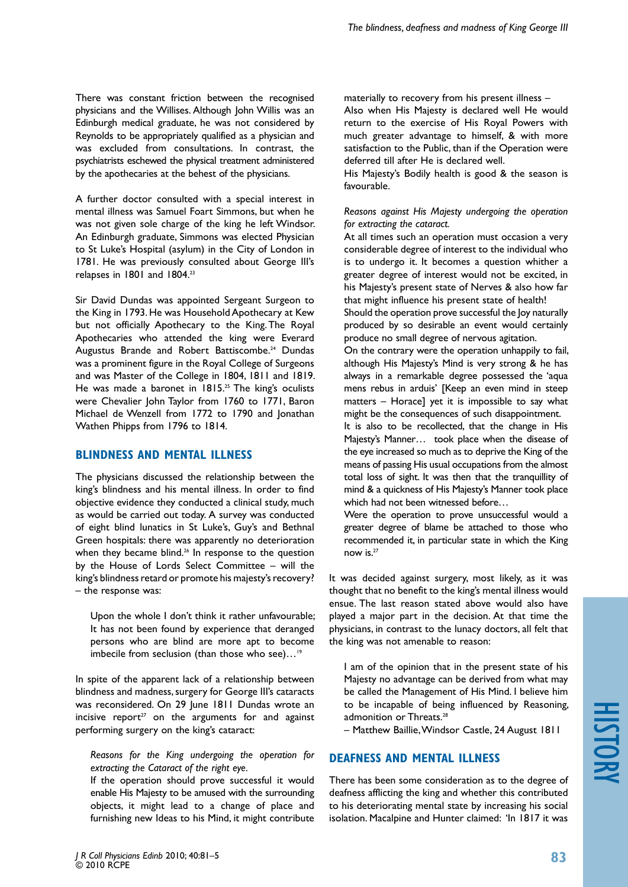There was constant friction between the recognised physicians and the Willises. Although John Willis was an Edinburgh medical graduate, he was not considered by Reynolds to be appropriately qualified as a physician and was excluded from consultations. In contrast, the psychiatrists eschewed the physical treatment administered by the apothecaries at the behest of the physicians.

A further doctor consulted with a special interest in mental illness was Samuel Foart Simmons, but when he was not given sole charge of the king he left Windsor. An Edinburgh graduate, Simmons was elected Physician to St Luke's Hospital (asylum) in the City of London in 1781. He was previously consulted about George III's relapses in 1801 and 1804.[23]

Sir David Dundas was appointed Sergeant Surgeon to the King in 1793. He was Household Apothecary at Kew but not officially Apothecary to the King. The Royal Apothecaries who attended the king were Everard Augustus Brande and Robert Battiscombe.[24] Dundas was a prominent figure in the Royal College of Surgeons and was Master of the College in 1804, 1811 and 1819. He was made a baronet in 1815.[25] The king's oculists were Chevalier John Taylor from 1760 to 1771, Baron Michael de Wenzell from 1772 to 1790 and Jonathan Wathen Phipps from 1796 to 1814.

## BLINDNESS AND MENTAL ILLNESS

The physicians discussed the relationship between the king's blindness and his mental illness. In order to find objective evidence they conducted a clinical study, much as would be carried out today. A survey was conducted of eight blind lunatics in St Luke's, Guy's and Bethnal Green hospitals: there was apparently no deterioration when they became blind.[26] In response to the question by the House of Lords Select Committee – will the king's blindness retard or promote his majesty's recovery? – the response was:

> Upon the whole I don't think it rather unfavourable; It has not been found by experience that deranged persons who are blind are more apt to become imbecile from seclusion (than those who see)…[19]

In spite of the apparent lack of a relationship between blindness and madness, surgery for George III's cataracts was reconsidered. On 29 June 1811 Dundas wrote an incisive report[27] on the arguments for and against performing surgery on the king's cataract:

> *Reasons for the King undergoing the operation for extracting the Cataract of the right eye.*
>
> If the operation should prove successful it would enable His Majesty to be amused with the surrounding objects, it might lead to a change of place and furnishing new Ideas to his Mind, it might contribute materially to recovery from his present illness –
>
> Also when His Majesty is declared well He would return to the exercise of His Royal Powers with much greater advantage to himself, & with more satisfaction to the Public, than if the Operation were deferred till after He is declared well.
>
> His Majesty's Bodily health is good & the season is favourable.
>
> *Reasons against His Majesty undergoing the operation for extracting the cataract.*
>
> At all times such an operation must occasion a very considerable degree of interest to the individual who is to undergo it. It becomes a question whither a greater degree of interest would not be excited, in his Majesty's present state of Nerves & also how far that might influence his present state of health!
>
> Should the operation prove successful the Joy naturally produced by so desirable an event would certainly produce no small degree of nervous agitation.
>
> On the contrary were the operation unhappily to fail, although His Majesty's Mind is very strong & he has always in a remarkable degree possessed the 'aqua mens rebus in arduis' [Keep an even mind in steep matters – Horace] yet it is impossible to say what might be the consequences of such disappointment.
>
> It is also to be recollected, that the change in His Majesty's Manner… took place when the disease of the eye increased so much as to deprive the King of the means of passing His usual occupations from the almost total loss of sight. It was then that the tranquillity of mind & a quickness of His Majesty's Manner took place which had not been witnessed before…
>
> Were the operation to prove unsuccessful would a greater degree of blame be attached to those who recommended it, in particular state in which the King now is.[27]

It was decided against surgery, most likely, as it was thought that no benefit to the king's mental illness would ensue. The last reason stated above would also have played a major part in the decision. At that time the physicians, in contrast to the lunacy doctors, all felt that the king was not amenable to reason:

> I am of the opinion that in the present state of his Majesty no advantage can be derived from what may be called the Management of His Mind. I believe him to be incapable of being influenced by Reasoning, admonition or Threats.[28]
>
> – Matthew Baillie, Windsor Castle, 24 August 1811

## DEAFNESS AND MENTAL ILLNESS

There has been some consideration as to the degree of deafness afflicting the king and whether this contributed to his deteriorating mental state by increasing his social isolation. Macalpine and Hunter claimed: 'In 1817 it was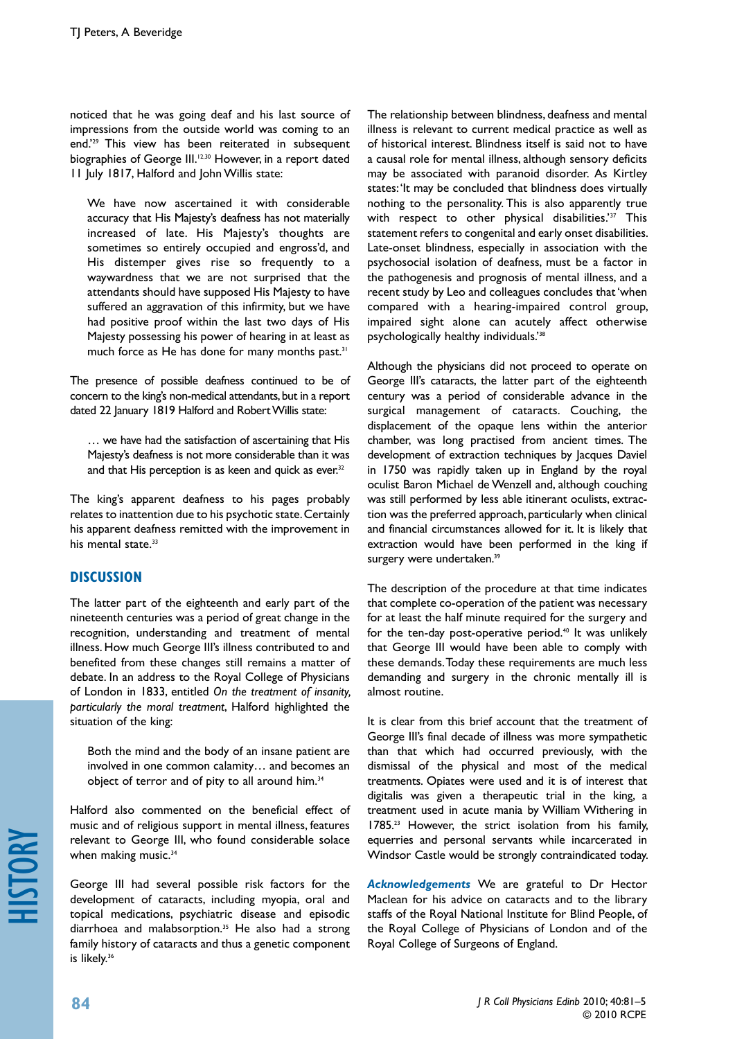noticed that he was going deaf and his last source of impressions from the outside world was coming to an end.'[29] This view has been reiterated in subsequent biographies of George III.[12,30] However, in a report dated 11 July 1817, Halford and John Willis state:

> We have now ascertained it with considerable accuracy that His Majesty's deafness has not materially increased of late. His Majesty's thoughts are sometimes so entirely occupied and engross'd, and His distemper gives rise so frequently to a waywardness that we are not surprised that the attendants should have supposed His Majesty to have suffered an aggravation of this infirmity, but we have had positive proof within the last two days of His Majesty possessing his power of hearing in at least as much force as He has done for many months past.[31]

The presence of possible deafness continued to be of concern to the king's non-medical attendants, but in a report dated 22 January 1819 Halford and Robert Willis state:

> … we have had the satisfaction of ascertaining that His Majesty's deafness is not more considerable than it was and that His perception is as keen and quick as ever.[32]

The king's apparent deafness to his pages probably relates to inattention due to his psychotic state. Certainly his apparent deafness remitted with the improvement in his mental state.[33]

## DISCUSSION

The latter part of the eighteenth and early part of the nineteenth centuries was a period of great change in the recognition, understanding and treatment of mental illness. How much George III's illness contributed to and benefited from these changes still remains a matter of debate. In an address to the Royal College of Physicians of London in 1833, entitled *On the treatment of insanity, particularly the moral treatment*, Halford highlighted the situation of the king:

> Both the mind and the body of an insane patient are involved in one common calamity… and becomes an object of terror and of pity to all around him.[34]

Halford also commented on the beneficial effect of music and of religious support in mental illness, features relevant to George III, who found considerable solace when making music.[34]

George III had several possible risk factors for the development of cataracts, including myopia, oral and topical medications, psychiatric disease and episodic diarrhoea and malabsorption.[35] He also had a strong family history of cataracts and thus a genetic component is likely.[36]

The relationship between blindness, deafness and mental illness is relevant to current medical practice as well as of historical interest. Blindness itself is said not to have a causal role for mental illness, although sensory deficits may be associated with paranoid disorder. As Kirtley states: 'It may be concluded that blindness does virtually nothing to the personality. This is also apparently true with respect to other physical disabilities.'[37] This statement refers to congenital and early onset disabilities. Late-onset blindness, especially in association with the psychosocial isolation of deafness, must be a factor in the pathogenesis and prognosis of mental illness, and a recent study by Leo and colleagues concludes that 'when compared with a hearing-impaired control group, impaired sight alone can acutely affect otherwise psychologically healthy individuals.'[38]

Although the physicians did not proceed to operate on George III's cataracts, the latter part of the eighteenth century was a period of considerable advance in the surgical management of cataracts. Couching, the displacement of the opaque lens within the anterior chamber, was long practised from ancient times. The development of extraction techniques by Jacques Daviel in 1750 was rapidly taken up in England by the royal oculist Baron Michael de Wenzell and, although couching was still performed by less able itinerant oculists, extraction was the preferred approach, particularly when clinical and financial circumstances allowed for it. It is likely that extraction would have been performed in the king if surgery were undertaken.[39]

The description of the procedure at that time indicates that complete co-operation of the patient was necessary for at least the half minute required for the surgery and for the ten-day post-operative period.[40] It was unlikely that George III would have been able to comply with these demands. Today these requirements are much less demanding and surgery in the chronic mentally ill is almost routine.

It is clear from this brief account that the treatment of George III's final decade of illness was more sympathetic than that which had occurred previously, with the dismissal of the physical and most of the medical treatments. Opiates were used and it is of interest that digitalis was given a therapeutic trial in the king, a treatment used in acute mania by William Withering in 1785.[23] However, the strict isolation from his family, equerries and personal servants while incarcerated in Windsor Castle would be strongly contraindicated today.

***Acknowledgements*** We are grateful to Dr Hector Maclean for his advice on cataracts and to the library staffs of the Royal National Institute for Blind People, of the Royal College of Physicians of London and of the Royal College of Surgeons of England.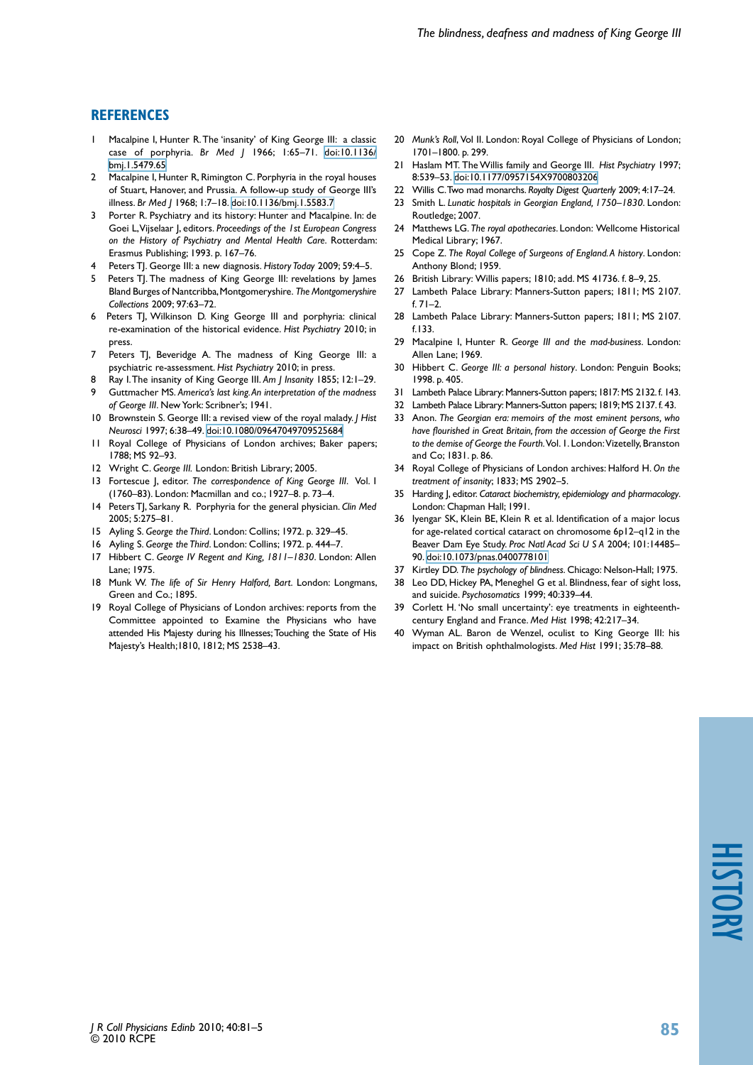## REFERENCES

1. Macalpine I, Hunter R. The 'insanity' of King George III: a classic case of porphyria. *Br Med J* 1966; 1:65–71. doi:10.1136/bmj.1.5479.65
2. Macalpine I, Hunter R, Rimington C. Porphyria in the royal houses of Stuart, Hanover, and Prussia. A follow-up study of George III's illness. *Br Med J* 1968; 1:7–18. doi:10.1136/bmj.1.5583.7
3. Porter R. Psychiatry and its history: Hunter and Macalpine. In: de Goei L, Vijselaar J, editors. *Proceedings of the 1st European Congress on the History of Psychiatry and Mental Health Care*. Rotterdam: Erasmus Publishing; 1993. p. 167–76.
4. Peters TJ. George III: a new diagnosis. *History Today* 2009; 59:4–5.
5. Peters TJ. The madness of King George III: revelations by James Bland Burges of Nantcribba, Montgomeryshire. *The Montgomeryshire Collections* 2009; 97:63–72.
6. Peters TJ, Wilkinson D. King George III and porphyria: clinical re-examination of the historical evidence. *Hist Psychiatry* 2010; in press.
7. Peters TJ, Beveridge A. The madness of King George III: a psychiatric re-assessment. *Hist Psychiatry* 2010; in press.
8. Ray I. The insanity of King George III. *Am J Insanity* 1855; 12:1–29.
9. Guttmacher MS. *America's last king. An interpretation of the madness of George III*. New York: Scribner's; 1941.
10. Brownstein S. George III: a revised view of the royal malady. *J Hist Neurosci* 1997; 6:38–49. doi:10.1080/09647049709525684
11. Royal College of Physicians of London archives; Baker papers; 1788; MS 92–93.
12. Wright C. *George III.* London: British Library; 2005.
13. Fortescue J, editor. *The correspondence of King George III*. Vol. I (1760–83). London: Macmillan and co.; 1927–8. p. 73–4.
14. Peters TJ, Sarkany R. Porphyria for the general physician. *Clin Med* 2005; 5:275–81.
15. Ayling S. *George the Third*. London: Collins; 1972. p. 329–45.
16. Ayling S. *George the Third*. London: Collins; 1972. p. 444–7.
17. Hibbert C. *George IV Regent and King, 1811–1830*. London: Allen Lane; 1975.
18. Munk W. *The life of Sir Henry Halford, Bart.* London: Longmans, Green and Co.; 1895.
19. Royal College of Physicians of London archives: reports from the Committee appointed to Examine the Physicians who have attended His Majesty during his Illnesses; Touching the State of His Majesty's Health; 1810, 1812; MS 2538–43.
20. *Munk's Roll*, Vol II. London: Royal College of Physicians of London; 1701–1800. p. 299.
21. Haslam MT. The Willis family and George III. *Hist Psychiatry* 1997; 8:539–53. doi:10.1177/0957154X9700803206
22. Willis C. Two mad monarchs. *Royalty Digest Quarterly* 2009; 4:17–24.
23. Smith L. *Lunatic hospitals in Georgian England, 1750–1830*. London: Routledge; 2007.
24. Matthews LG. *The royal apothecaries*. London: Wellcome Historical Medical Library; 1967.
25. Cope Z. *The Royal College of Surgeons of England. A history*. London: Anthony Blond; 1959.
26. British Library: Willis papers; 1810; add. MS 41736. f. 8–9, 25.
27. Lambeth Palace Library: Manners-Sutton papers; 1811; MS 2107. f. 71–2.
28. Lambeth Palace Library: Manners-Sutton papers; 1811; MS 2107. f.133.
29. Macalpine I, Hunter R. *George III and the mad-business*. London: Allen Lane; 1969.
30. Hibbert C. *George III: a personal history*. London: Penguin Books; 1998. p. 405.
31. Lambeth Palace Library: Manners-Sutton papers; 1817: MS 2132. f. 143.
32. Lambeth Palace Library: Manners-Sutton papers; 1819; MS 2137. f. 43.
33. Anon. *The Georgian era: memoirs of the most eminent persons, who have flourished in Great Britain, from the accession of George the First to the demise of George the Fourth*. Vol. 1. London: Vizetelly, Branston and Co; 1831. p. 86.
34. Royal College of Physicians of London archives: Halford H. *On the treatment of insanity*; 1833; MS 2902–5.
35. Harding J, editor. *Cataract biochemistry, epidemiology and pharmacology*. London: Chapman Hall; 1991.
36. Iyengar SK, Klein BE, Klein R et al. Identification of a major locus for age-related cortical cataract on chromosome 6p12–q12 in the Beaver Dam Eye Study. *Proc Natl Acad Sci U S A* 2004; 101:14485–90. doi:10.1073/pnas.0400778101
37. Kirtley DD. *The psychology of blindness*. Chicago: Nelson-Hall; 1975.
38. Leo DD, Hickey PA, Meneghel G et al. Blindness, fear of sight loss, and suicide. *Psychosomatics* 1999; 40:339–44.
39. Corlett H. 'No small uncertainty': eye treatments in eighteenth-century England and France. *Med Hist* 1998; 42:217–34.
40. Wyman AL. Baron de Wenzel, oculist to King George III: his impact on British ophthalmologists. *Med Hist* 1991; 35:78–88.